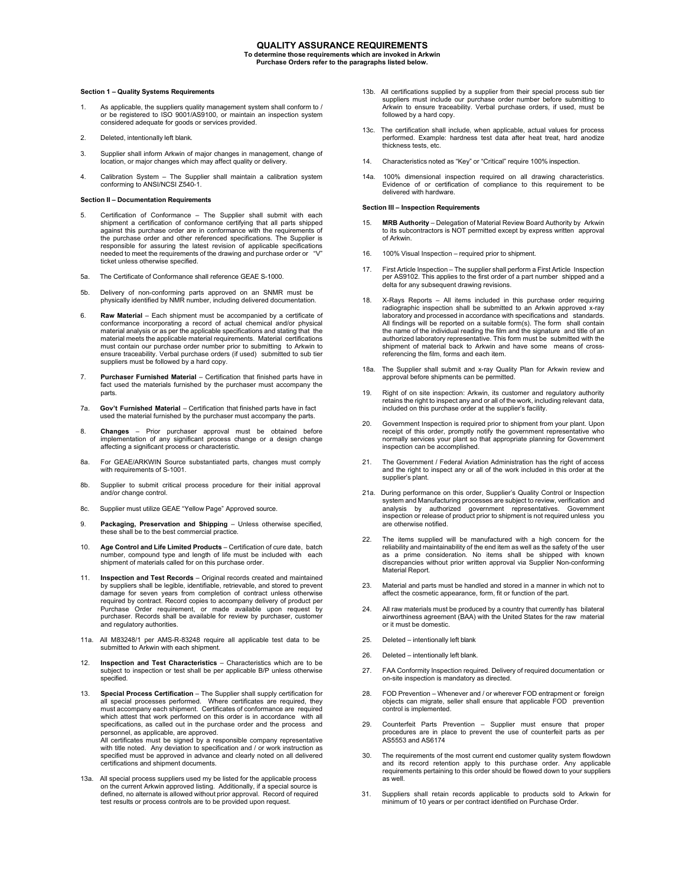# QUALITY ASSURANCE REQUIREMENTS

**To determine those requirements which are invoked in Arkwin Purchase Orders refer to the paragraphs listed below.**

**Section 1 – Quality Systems Requirements**

1. As applicable, the suppliers quality management system shall conform to / or be registered to ISO 9001/AS9100, or maintain an inspection system considered adequate for goods or services provided.

2. Deleted, intentionally left blank.

3. Supplier shall inform Arkwin of major changes in management, change of location, or major changes which may affect quality or delivery.

4. Calibration System – The Supplier shall maintain a calibration system conforming to ANSI/NCSI Z540-1.

**Section II – Documentation Requirements**

5. Certification of Conformance – The Supplier shall submit with each shipment a certification of conformance certifying that all parts shipped against this purchase order are in conformance with the requirements of the purchase order and other referenced specifications. The Supplier is responsible for assuring the latest revision of applicable specifications needed to meet the requirements of the drawing and purchase order or "V" ticket unless otherwise specified.

5a. The Certificate of Conformance shall reference GEAE S-1000.

5b. Delivery of non-conforming parts approved on an SNMR must be physically identified by NMR number, including delivered documentation.

6. **Raw Material** – Each shipment must be accompanied by a certificate of conformance incorporating a record of actual chemical and/or physical material analysis or as per the applicable specifications and stating that the material meets the applicable material requirements. Material certifications must contain our purchase order number prior to submitting to Arkwin to ensure traceability. Verbal purchase orders (if used) submitted to sub tier suppliers must be followed by a hard copy.

7. **Purchaser Furnished Material** – Certification that finished parts have in fact used the materials furnished by the purchaser must accompany the parts.

7a. **Gov't Furnished Material** – Certification that finished parts have in fact used the material furnished by the purchaser must accompany the parts.

8. **Changes** – Prior purchaser approval must be obtained before implementation of any significant process change or a design change affecting a significant process or characteristic.

8a. For GEAE/ARKWIN Source substantiated parts, changes must comply with requirements of S-1001.

8b. Supplier to submit critical process procedure for their initial approval and/or change control.

8c. Supplier must utilize GEAE "Yellow Page" Approved source.

9. **Packaging, Preservation and Shipping** – Unless otherwise specified, these shall be to the best commercial practice.

10. **Age Control and Life Limited Products** – Certification of cure date, batch number, compound type and length of life must be included with each shipment of materials called for on this purchase order.

11. **Inspection and Test Records** – Original records created and maintained by suppliers shall be legible, identifiable, retrievable, and stored to prevent damage for seven years from completion of contract unless otherwise required by contract. Record copies to accompany delivery of product per Purchase Order requirement, or made available upon request by purchaser. Records shall be available for review by purchaser, customer and regulatory authorities.

11a. All M83248/1 per AMS-R-83248 require all applicable test data to be submitted to Arkwin with each shipment.

12. **Inspection and Test Characteristics** – Characteristics which are to be subject to inspection or test shall be per applicable B/P unless otherwise specified.

13. **Special Process Certification** – The Supplier shall supply certification for all special processes performed. Where certificates are required, they must accompany each shipment. Certificates of conformance are required which attest that work performed on this order is in accordance with all specifications, as called out in the purchase order and the process and personnel, as applicable, are approved.
All certificates must be signed by a responsible company representative with title noted. Any deviation to specification and / or work instruction as specified must be approved in advance and clearly noted on all delivered certifications and shipment documents.

13a. All special process suppliers used my be listed for the applicable process on the current Arkwin approved listing. Additionally, if a special source is defined, no alternate is allowed without prior approval. Record of required test results or process controls are to be provided upon request.

13b. All certifications supplied by a supplier from their special process sub tier suppliers must include our purchase order number before submitting to Arkwin to ensure traceability. Verbal purchase orders, if used, must be followed by a hard copy.

13c. The certification shall include, when applicable, actual values for process performed. Example: hardness test data after heat treat, hard anodize thickness tests, etc.

14. Characteristics noted as "Key" or "Critical" require 100% inspection.

14a. 100% dimensional inspection required on all drawing characteristics. Evidence of or certification of compliance to this requirement to be delivered with hardware.

**Section III – Inspection Requirements**

15. **MRB Authority** – Delegation of Material Review Board Authority by Arkwin to its subcontractors is NOT permitted except by express written approval of Arkwin.

16. 100% Visual Inspection – required prior to shipment.

17. First Article Inspection – The supplier shall perform a First Article Inspection per AS9102. This applies to the first order of a part number shipped and a delta for any subsequent drawing revisions.

18. X-Rays Reports – All items included in this purchase order requiring radiographic inspection shall be submitted to an Arkwin approved x-ray laboratory and processed in accordance with specifications and standards. All findings will be reported on a suitable form(s). The form shall contain the name of the individual reading the film and the signature and title of an authorized laboratory representative. This form must be submitted with the shipment of material back to Arkwin and have some means of cross-referencing the film, forms and each item.

18a. The Supplier shall submit and x-ray Quality Plan for Arkwin review and approval before shipments can be permitted.

19. Right of on site inspection: Arkwin, its customer and regulatory authority retains the right to inspect any and or all of the work, including relevant data, included on this purchase order at the supplier's facility.

20. Government Inspection is required prior to shipment from your plant. Upon receipt of this order, promptly notify the government representative who normally services your plant so that appropriate planning for Government inspection can be accomplished.

21. The Government / Federal Aviation Administration has the right of access and the right to inspect any or all of the work included in this order at the supplier's plant.

21a. During performance on this order, Supplier's Quality Control or Inspection system and Manufacturing processes are subject to review, verification and analysis by authorized government representatives. Government inspection or release of product prior to shipment is not required unless you are otherwise notified.

22. The items supplied will be manufactured with a high concern for the reliability and maintainability of the end item as well as the safety of the user as a prime consideration. No items shall be shipped with known discrepancies without prior written approval via Supplier Non-conforming Material Report.

23. Material and parts must be handled and stored in a manner in which not to affect the cosmetic appearance, form, fit or function of the part.

24. All raw materials must be produced by a country that currently has bilateral airworthiness agreement (BAA) with the United States for the raw material or it must be domestic.

25. Deleted – intentionally left blank

26. Deleted – intentionally left blank.

27. FAA Conformity Inspection required. Delivery of required documentation or on-site inspection is mandatory as directed.

28. FOD Prevention – Whenever and / or wherever FOD entrapment or foreign objects can migrate, seller shall ensure that applicable FOD prevention control is implemented.

29. Counterfeit Parts Prevention – Supplier must ensure that proper procedures are in place to prevent the use of counterfeit parts as per AS5553 and AS6174

30. The requirements of the most current end customer quality system flowdown and its record retention apply to this purchase order. Any applicable requirements pertaining to this order should be flowed down to your suppliers as well.

31. Suppliers shall retain records applicable to products sold to Arkwin for minimum of 10 years or per contract identified on Purchase Order.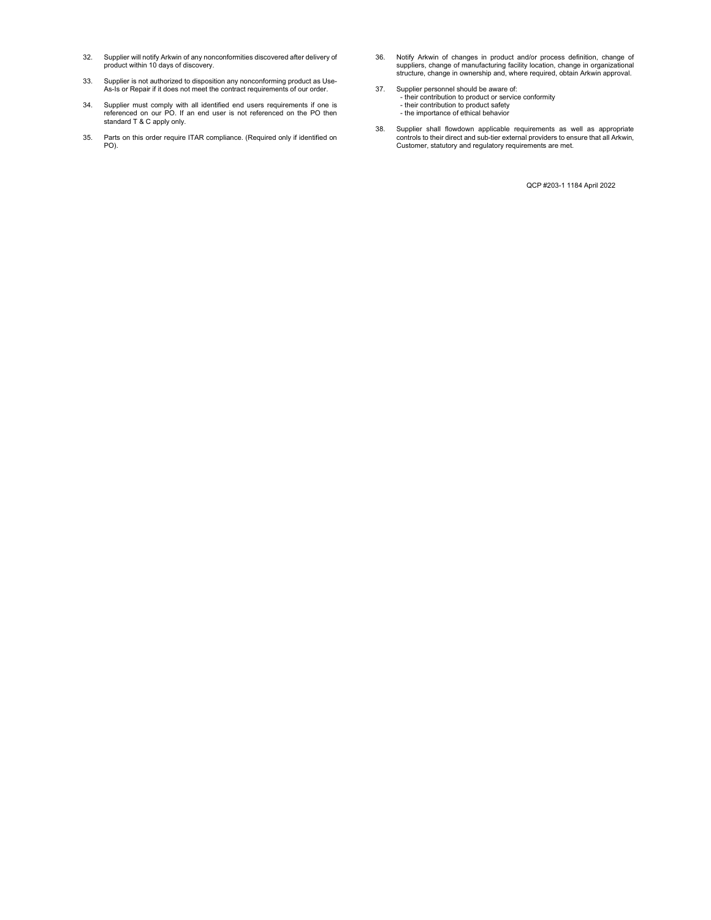32. Supplier will notify Arkwin of any nonconformities discovered after delivery of product within 10 days of discovery.

33. Supplier is not authorized to disposition any nonconforming product as Use-As-Is or Repair if it does not meet the contract requirements of our order.

34. Supplier must comply with all identified end users requirements if one is referenced on our PO. If an end user is not referenced on the PO then standard T & C apply only.

35. Parts on this order require ITAR compliance. (Required only if identified on PO).

36. Notify Arkwin of changes in product and/or process definition, change of suppliers, change of manufacturing facility location, change in organizational structure, change in ownership and, where required, obtain Arkwin approval.

37. Supplier personnel should be aware of:
    - their contribution to product or service conformity
    - their contribution to product safety
    - the importance of ethical behavior

38. Supplier shall flowdown applicable requirements as well as appropriate controls to their direct and sub-tier external providers to ensure that all Arkwin, Customer, statutory and regulatory requirements are met.

QCP #203-1 1184 April 2022